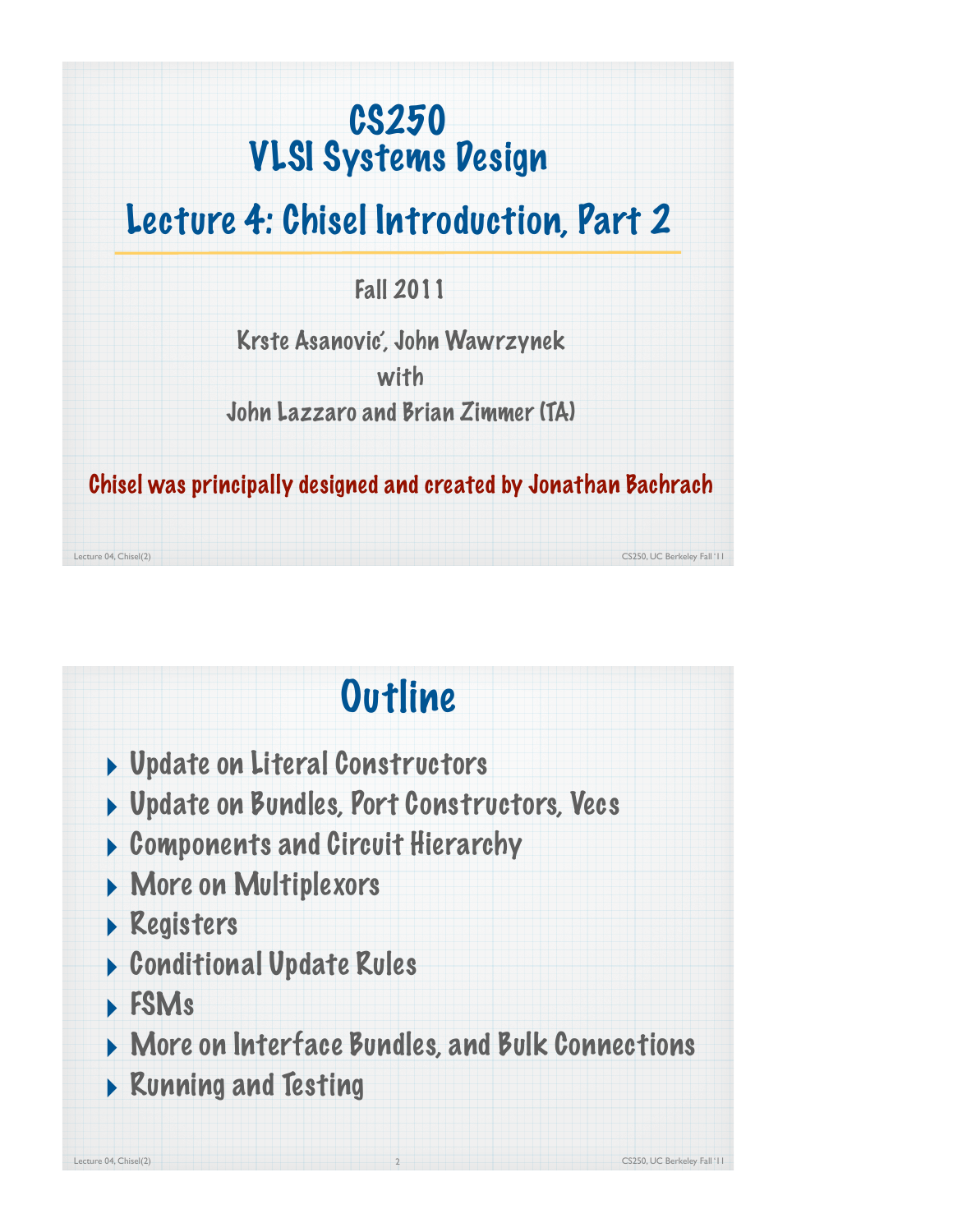# CS250 VLSI Systems Design

## Lecture 4: Chisel Introduction, Part 2

Fall 2011

Krste Asanović, John Wawrzynek

with

John Lazzaro and Brian Zimmer (TA)

Chisel was principally designed and created by Jonathan Bachrach

# Outline

- Update on Literal Constructors
- Update on Bundles, Port Constructors, Vecs
- Components and Circuit Hierarchy
- More on Multiplexors
- Registers
- Conditional Update Rules
- FSMs
- More on Interface Bundles, and Bulk Connections
- Running and Testing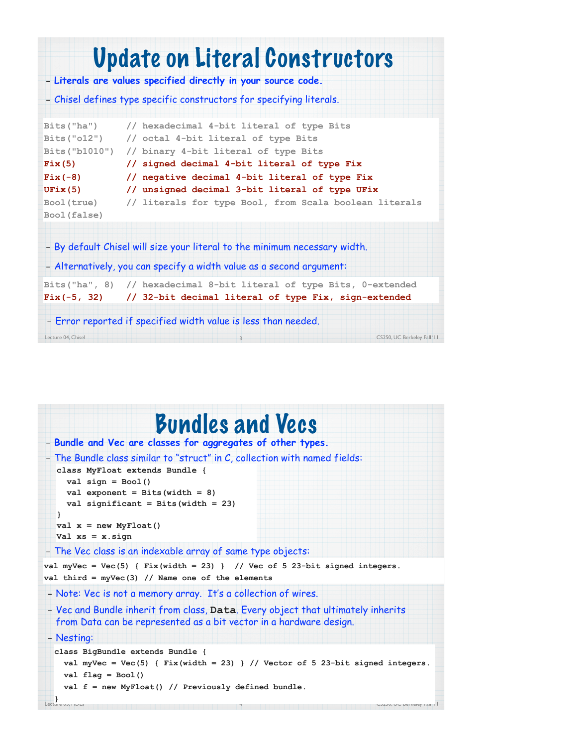# Update on Literal Constructors

- **Literals are values specified directly in your source code.**
- Chisel defines type specific constructors for specifying literals.

```
Bits("ha")      // hexadecimal 4-bit literal of type Bits
Bits("o12")     // octal 4-bit literal of type Bits
Bits("b1010")   // binary 4-bit literal of type Bits
Fix(5)          // signed decimal 4-bit literal of type Fix
Fix(-8)         // negative decimal 4-bit literal of type Fix
UFix(5)         // unsigned decimal 3-bit literal of type UFix
Bool(true)      // literals for type Bool, from Scala boolean literals
Bool(false)
```

- By default Chisel will size your literal to the minimum necessary width.
- Alternatively, you can specify a width value as a second argument:

```
Bits("ha", 8)  // hexadecimal 8-bit literal of type Bits, 0-extended
Fix(-5, 32)    // 32-bit decimal literal of type Fix, sign-extended
```

- Error reported if specified width value is less than needed.

# Bundles and Vecs

- **Bundle and Vec are classes for aggregates of other types.**
- The Bundle class similar to "struct" in C, collection with named fields:

```
class MyFloat extends Bundle {
  val sign = Bool()
  val exponent = Bits(width = 8)
  val significant = Bits(width = 23)
}
val x = new MyFloat()
Val xs = x.sign
```

- The Vec class is an indexable array of same type objects:

```
val myVec = Vec(5) { Fix(width = 23) }  // Vec of 5 23-bit signed integers.
val third = myVec(3) // Name one of the elements
```

- Note: Vec is not a memory array. It's a collection of wires.
- Vec and Bundle inherit from class, **Data**. Every object that ultimately inherits from Data can be represented as a bit vector in a hardware design.
- Nesting:

```
class BigBundle extends Bundle {
  val myVec = Vec(5) { Fix(width = 23) } // Vector of 5 23-bit signed integers.
  val flag = Bool()
  val f = new MyFloat() // Previously defined bundle.
}
```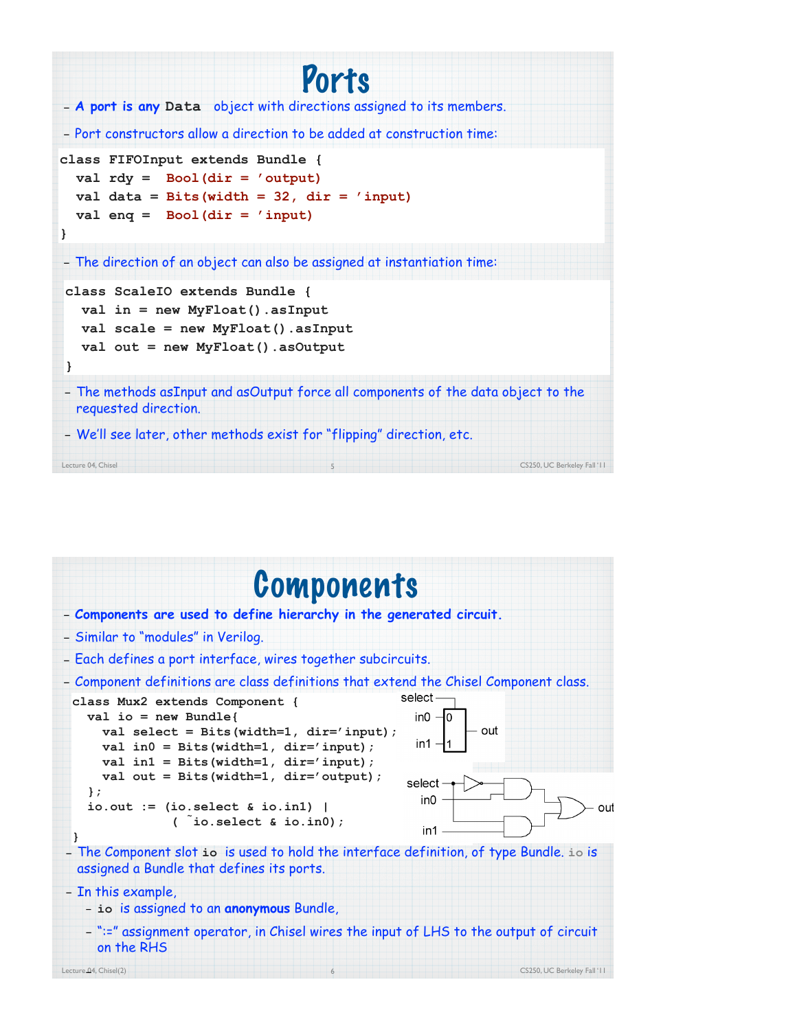# Ports

- **A port is any Data** object with directions assigned to its members.
- Port constructors allow a direction to be added at construction time:

```
class FIFOInput extends Bundle {
  val rdy =  Bool(dir = 'output)
  val data = Bits(width = 32, dir = 'input)
  val enq =  Bool(dir = 'input)
}
```

- The direction of an object can also be assigned at instantiation time:

```
class ScaleIO extends Bundle {
  val in = new MyFloat().asInput
  val scale = new MyFloat().asInput
  val out = new MyFloat().asOutput
}
```

- The methods asInput and asOutput force all components of the data object to the requested direction.
- We'll see later, other methods exist for "flipping" direction, etc.

# Components

- **Components are used to define hierarchy in the generated circuit.**
- Similar to "modules" in Verilog.
- Each defines a port interface, wires together subcircuits.
- Component definitions are class definitions that extend the Chisel Component class.

```
class Mux2 extends Component {
  val io = new Bundle{
    val select = Bits(width=1, dir='input);
    val in0 = Bits(width=1, dir='input);
    val in1 = Bits(width=1, dir='input);
    val out = Bits(width=1, dir='output);
  };
  io.out := (io.select & io.in1) |
            (~io.select & io.in0);
}
```

- The Component slot `io` is used to hold the interface definition, of type Bundle. `io` is assigned a Bundle that defines its ports.
- In this example,
  - `io` is assigned to an **anonymous** Bundle,
  - ":=" assignment operator, in Chisel wires the input of LHS to the output of circuit on the RHS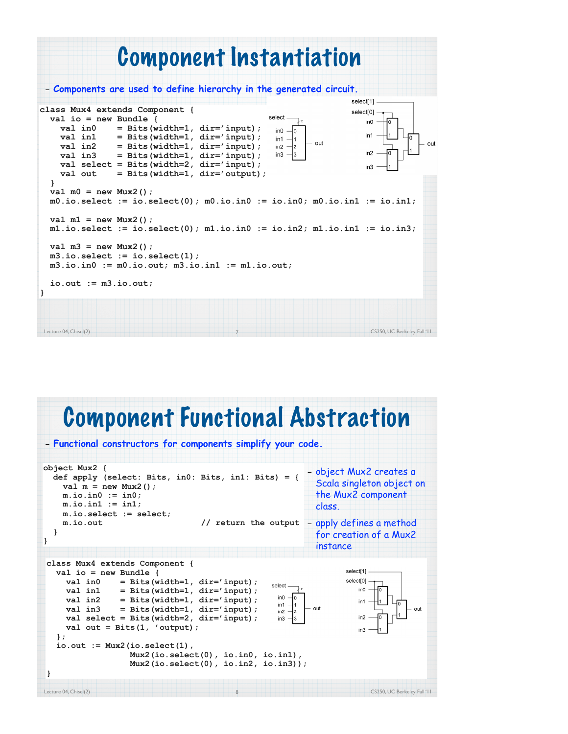# Component Instantiation

- *Components are used to define hierarchy in the generated circuit.*

```
class Mux4 extends Component {
  val io = new Bundle {
    val in0    = Bits(width=1, dir='input);
    val in1    = Bits(width=1, dir='input);
    val in2    = Bits(width=1, dir='input);
    val in3    = Bits(width=1, dir='input);
    val select = Bits(width=2, dir='input);
    val out    = Bits(width=1, dir='output);
  }
  val m0 = new Mux2();
  m0.io.select := io.select(0); m0.io.in0 := io.in0; m0.io.in1 := io.in1;

  val m1 = new Mux2();
  m1.io.select := io.select(0); m1.io.in0 := io.in2; m1.io.in1 := io.in3;

  val m3 = new Mux2();
  m3.io.select := io.select(1);
  m3.io.in0 := m0.io.out; m3.io.in1 := m1.io.out;

  io.out := m3.io.out;
}
```

# Component Functional Abstraction

- *Functional constructors for components simplify your code.*

```
object Mux2 {
  def apply (select: Bits, in0: Bits, in1: Bits) = {
    val m = new Mux2();
    m.io.in0 := in0;
    m.io.in1 := in1;
    m.io.select := select;
    m.io.out                    // return the output
  }
}
```

- *object Mux2 creates a Scala singleton object on the Mux2 component class.*
- *apply defines a method for creation of a Mux2 instance*

```
class Mux4 extends Component {
  val io = new Bundle {
    val in0    = Bits(width=1, dir='input);
    val in1    = Bits(width=1, dir='input);
    val in2    = Bits(width=1, dir='input);
    val in3    = Bits(width=1, dir='input);
    val select = Bits(width=2, dir='input);
    val out = Bits(1, 'output);
  };
  io.out := Mux2(io.select(1),
                 Mux2(io.select(0), io.in0, io.in1),
                 Mux2(io.select(0), io.in2, io.in3));
}
```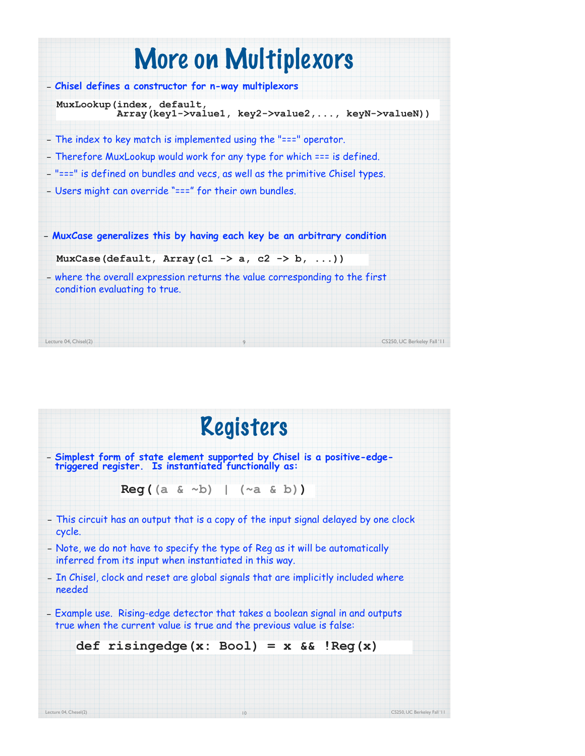# More on Multiplexors

- **Chisel defines a constructor for n-way multiplexors**

```
MuxLookup(index, default,
          Array(key1->value1, key2->value2,..., keyN->valueN))
```

- The index to key match is implemented using the "===" operator.
- Therefore MuxLookup would work for any type for which === is defined.
- "===" is defined on bundles and vecs, as well as the primitive Chisel types.
- Users might can override "===" for their own bundles.

- **MuxCase generalizes this by having each key be an arbitrary condition**

```
MuxCase(default, Array(c1 -> a, c2 -> b, ...))
```

- where the overall expression returns the value corresponding to the first condition evaluating to true.

# Registers

- **Simplest form of state element supported by Chisel is a positive-edge-triggered register. Is instantiated functionally as:**

```
Reg((a & ~b) | (~a & b))
```

- This circuit has an output that is a copy of the input signal delayed by one clock cycle.
- Note, we do not have to specify the type of Reg as it will be automatically inferred from its input when instantiated in this way.
- In Chisel, clock and reset are global signals that are implicitly included where needed

- Example use. Rising-edge detector that takes a boolean signal in and outputs true when the current value is true and the previous value is false:

```
def risingedge(x: Bool) = x && !Reg(x)
```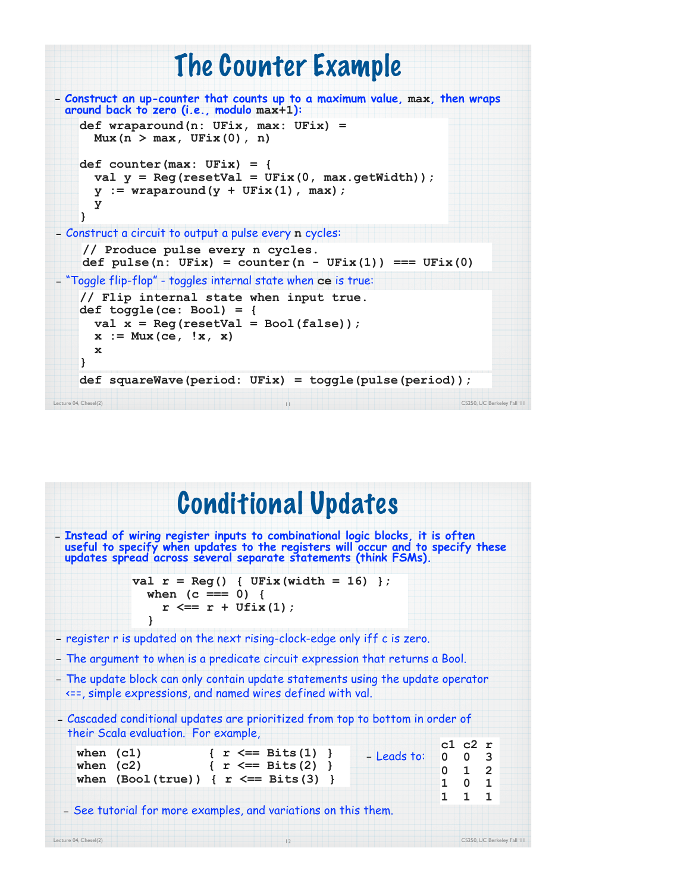# The Counter Example

- **Construct an up-counter that counts up to a maximum value, max, then wraps around back to zero (i.e., modulo max+1):**

```
def wraparound(n: UFix, max: UFix) =
  Mux(n > max, UFix(0), n)

def counter(max: UFix) = {
  val y = Reg(resetVal = UFix(0, max.getWidth));
  y := wraparound(y + UFix(1), max);
  y
}
```

- Construct a circuit to output a pulse every **n** cycles:

```
// Produce pulse every n cycles.
def pulse(n: UFix) = counter(n - UFix(1)) === UFix(0)
```

- "Toggle flip-flop" - toggles internal state when **ce** is true:

```
// Flip internal state when input true.
def toggle(ce: Bool) = {
  val x = Reg(resetVal = Bool(false));
  x := Mux(ce, !x, x)
  x
}
```

```
def squareWave(period: UFix) = toggle(pulse(period));
```

# Conditional Updates

- **Instead of wiring register inputs to combinational logic blocks, it is often useful to specify when updates to the registers will occur and to specify these updates spread across several separate statements (think FSMs).**

```
val r = Reg() { UFix(width = 16) };
  when (c === 0) {
    r <== r + Ufix(1);
  }
```

- register r is updated on the next rising-clock-edge only iff c is zero.
- The argument to when is a predicate circuit expression that returns a Bool.
- The update block can only contain update statements using the update operator <==, simple expressions, and named wires defined with val.
- Cascaded conditional updates are prioritized from top to bottom in order of their Scala evaluation. For example,

```
when (c1)         { r <== Bits(1) }
when (c2)         { r <== Bits(2) }
when (Bool(true)) { r <== Bits(3) }
```

- Leads to:

| c1 | c2 | r |
|---|---|---|
| 0 | 0 | 3 |
| 0 | 1 | 2 |
| 1 | 0 | 1 |
| 1 | 1 | 1 |

- See tutorial for more examples, and variations on this them.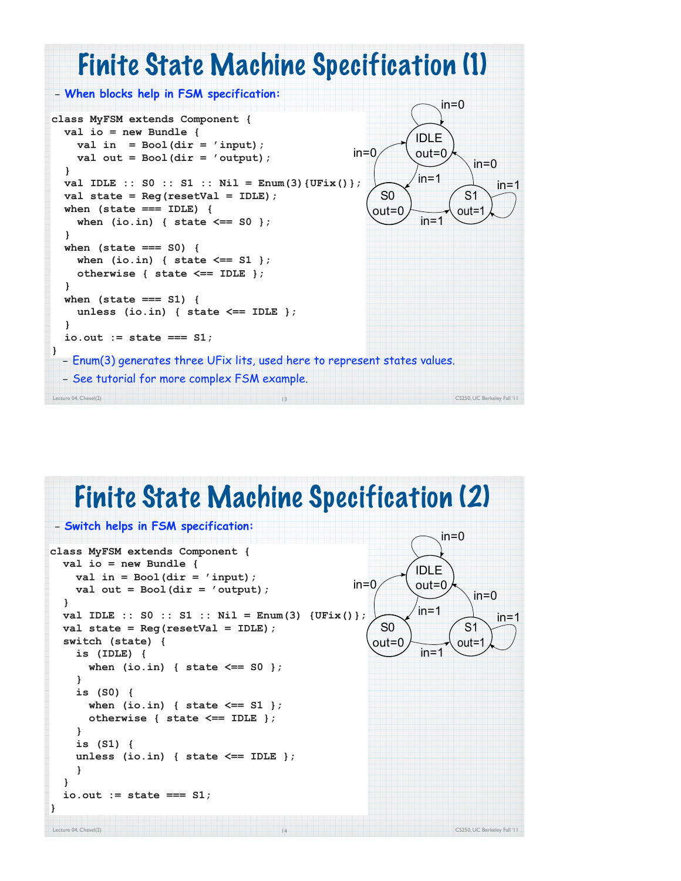# Finite State Machine Specification (1)

- When blocks help in FSM specification:

```
class MyFSM extends Component {
  val io = new Bundle {
    val in  = Bool(dir = 'input);
    val out = Bool(dir = 'output);
  }
  val IDLE :: S0 :: S1 :: Nil = Enum(3){UFix()};
  val state = Reg(resetVal = IDLE);
  when (state === IDLE) {
    when (io.in) { state <== S0 };
  }
  when (state === S0) {
    when (io.in) { state <== S1 };
    otherwise { state <== IDLE };
  }
  when (state === S1) {
    unless (io.in) { state <== IDLE };
  }
  io.out := state === S1;
}
```

- Enum(3) generates three UFix lits, used here to represent states values.
- See tutorial for more complex FSM example.

# Finite State Machine Specification (2)

- Switch helps in FSM specification:

```
class MyFSM extends Component {
  val io = new Bundle {
    val in = Bool(dir = 'input);
    val out = Bool(dir = 'output);
  }
  val IDLE :: S0 :: S1 :: Nil = Enum(3) {UFix()};
  val state = Reg(resetVal = IDLE);
  switch (state) {
    is (IDLE) {
      when (io.in) { state <== S0 };
    }
    is (S0) {
      when (io.in) { state <== S1 };
      otherwise { state <== IDLE };
    }
    is (S1) {
    unless (io.in) { state <== IDLE };
    }
  }
  io.out := state === S1;
}
```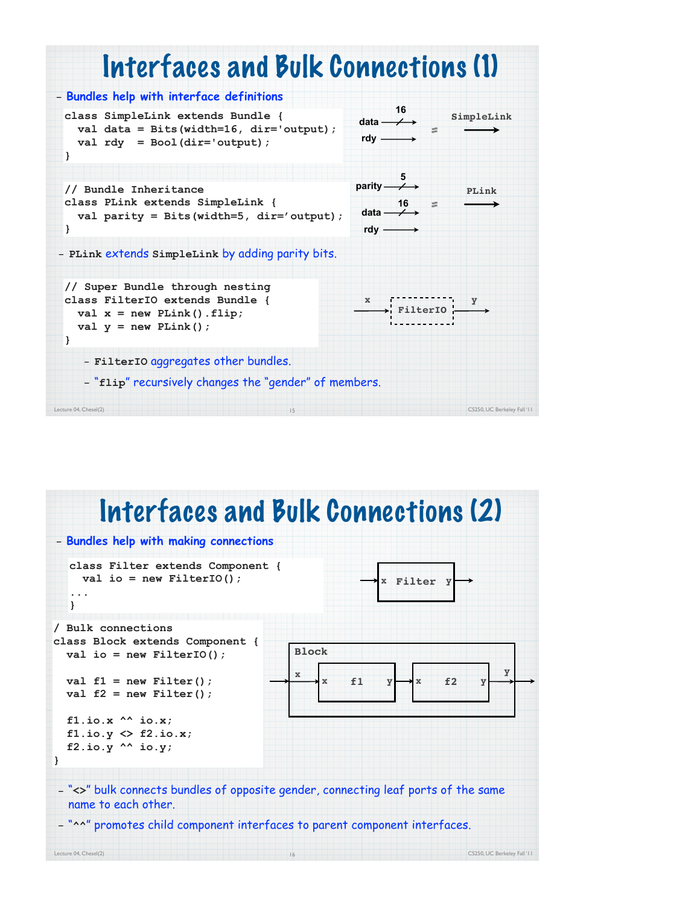# Interfaces and Bulk Connections (1)

- **Bundles help with interface definitions**

```
class SimpleLink extends Bundle {
  val data = Bits(width=16, dir='output);
  val rdy  = Bool(dir='output);
}
```

```
// Bundle Inheritance
class PLink extends SimpleLink {
  val parity = Bits(width=5, dir='output);
}
```

- `PLink` extends `SimpleLink` by adding parity bits.

```
// Super Bundle through nesting
class FilterIO extends Bundle {
  val x = new PLink().flip;
  val y = new PLink();
}
```

- `FilterIO` aggregates other bundles.
- "`flip`" recursively changes the "gender" of members.

# Interfaces and Bulk Connections (2)

- **Bundles help with making connections**

```
class Filter extends Component {
  val io = new FilterIO();
...
}
```

```
/ Bulk connections
class Block extends Component {
  val io = new FilterIO();

  val f1 = new Filter();
  val f2 = new Filter();

  f1.io.x ^^ io.x;
  f1.io.y <> f2.io.x;
  f2.io.y ^^ io.y;
}
```

- "`<>`" bulk connects bundles of opposite gender, connecting leaf ports of the same name to each other.
- "`^^`" promotes child component interfaces to parent component interfaces.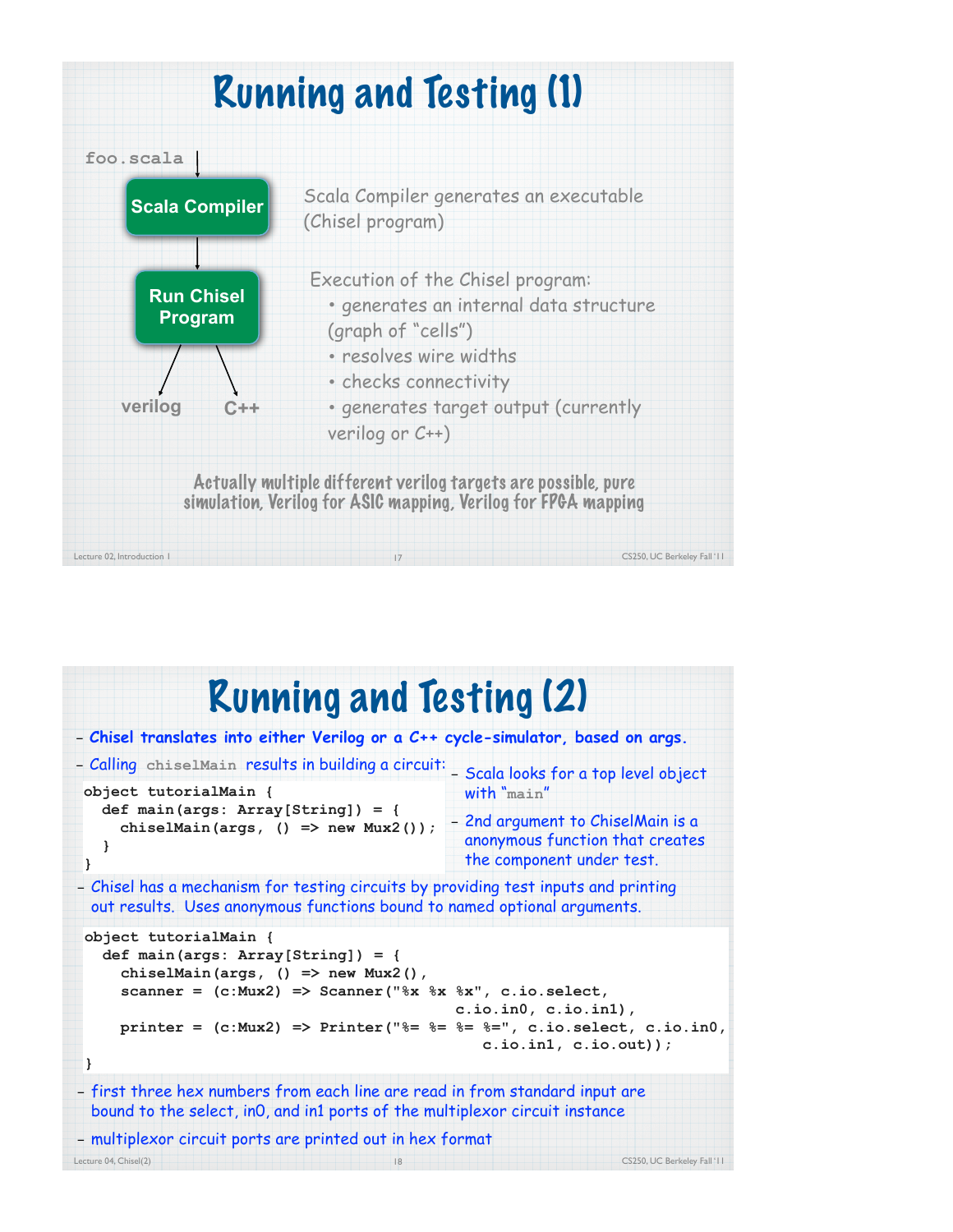# Running and Testing (1)

foo.scala → **Scala Compiler** → **Run Chisel Program** → verilog, C++

Scala Compiler generates an executable (Chisel program)

Execution of the Chisel program:

- generates an internal data structure (graph of "cells")
- resolves wire widths
- checks connectivity
- generates target output (currently verilog or C++)

Actually multiple different verilog targets are possible, pure simulation, Verilog for ASIC mapping, Verilog for FPGA mapping

# Running and Testing (2)

- **Chisel translates into either Verilog or a C++ cycle-simulator, based on args.**
- Calling `chiselMain` results in building a circuit:

```
object tutorialMain {
  def main(args: Array[String]) = {
    chiselMain(args, () => new Mux2());
  }
}
```

- Scala looks for a top level object with "main"
- 2nd argument to ChiselMain is a anonymous function that creates the component under test.

- Chisel has a mechanism for testing circuits by providing test inputs and printing out results. Uses anonymous functions bound to named optional arguments.

```
object tutorialMain {
  def main(args: Array[String]) = {
    chiselMain(args, () => new Mux2(),
    scanner = (c:Mux2) => Scanner("%x %x %x", c.io.select,
                                   c.io.in0, c.io.in1),
    printer = (c:Mux2) => Printer("%= %= %= %=", c.io.select, c.io.in0,
                                    c.io.in1, c.io.out));
}
```

- first three hex numbers from each line are read in from standard input are bound to the select, in0, and in1 ports of the multiplexor circuit instance
- multiplexor circuit ports are printed out in hex format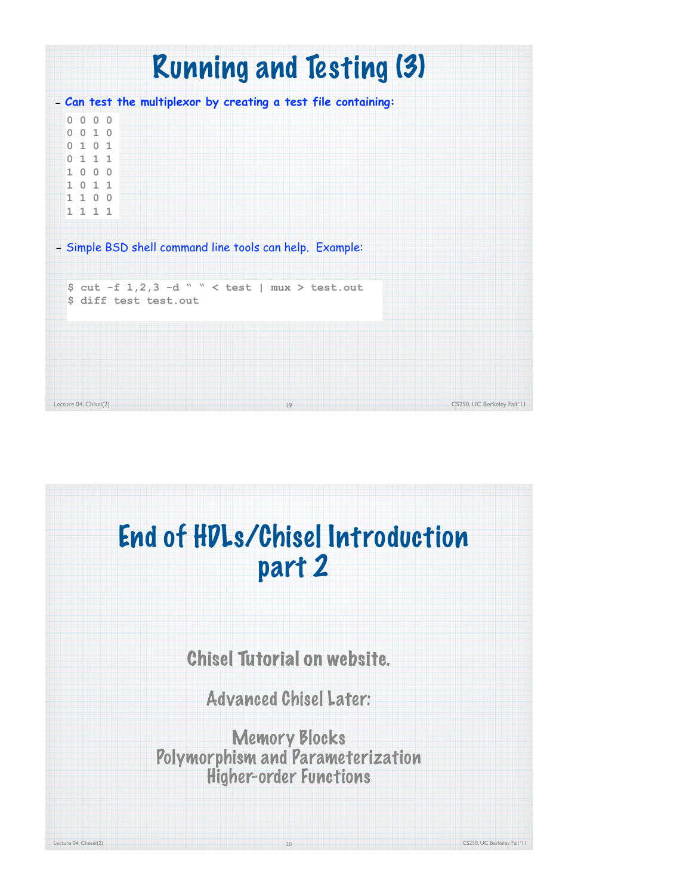# Running and Testing (3)

– **Can test the multiplexor by creating a test file containing:**

```
0 0 0 0
0 0 1 0
0 1 0 1
0 1 1 1
1 0 0 0
1 0 1 1
1 1 0 0
1 1 1 1
```

– Simple BSD shell command line tools can help. Example:

```
$ cut -f 1,2,3 -d " " < test | mux > test.out
$ diff test test.out
```

# End of HDLs/Chisel Introduction part 2

Chisel Tutorial on website.

Advanced Chisel Later:

Memory Blocks
Polymorphism and Parameterization
Higher-order Functions